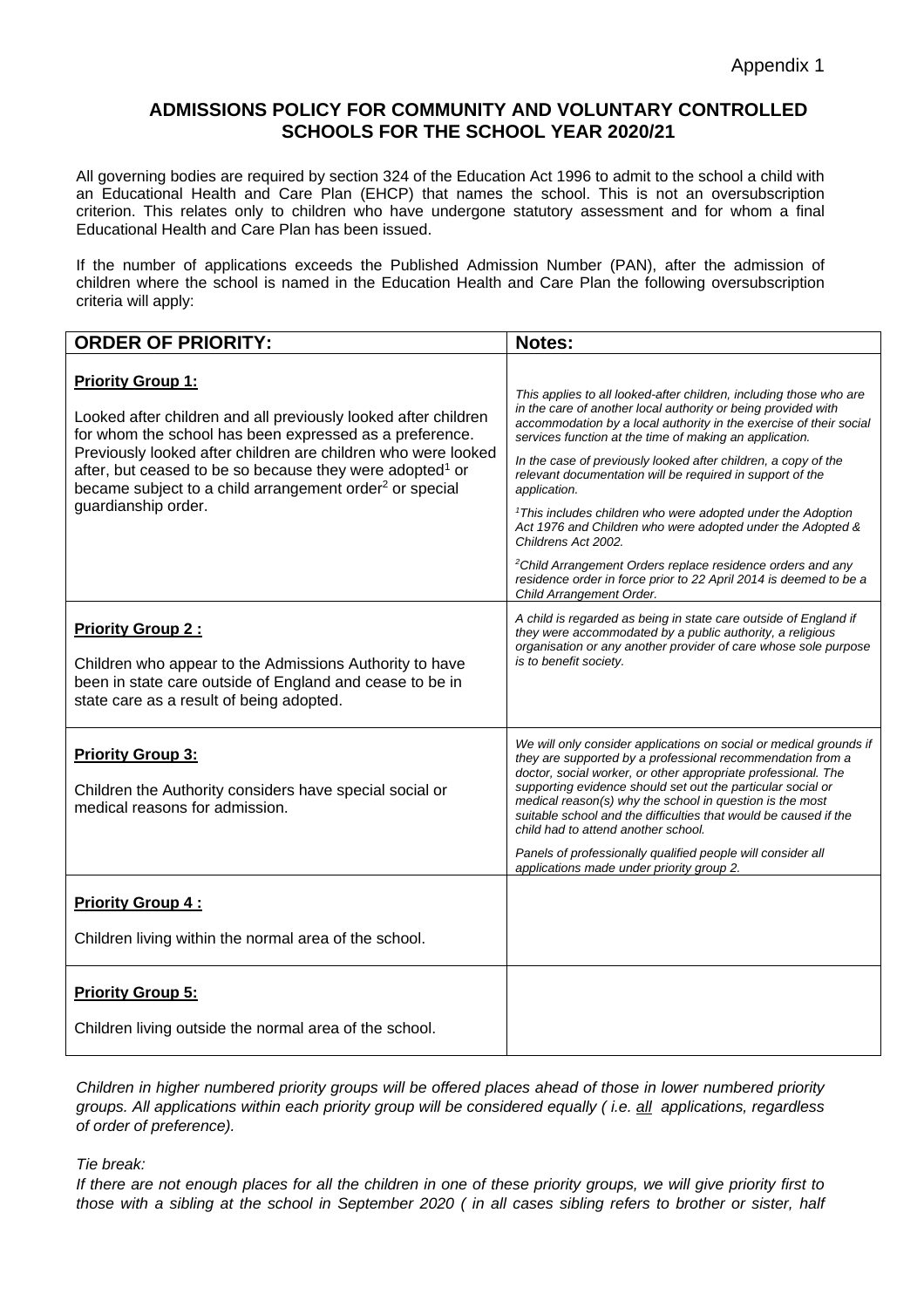Appendix 1

## ADMISSIONS POLICY FOR COMMUNITY AND VOLUNTARY CONTROLLED SCHOOLS FOR THE SCHOOL YEAR 2020/21

All governing bodies are required by section 324 of the Education Act 1996 to admit to the school a child with an Educational Health and Care Plan (EHCP) that names the school. This is not an oversubscription criterion. This relates only to children who have undergone statutory assessment and for whom a final Educational Health and Care Plan has been issued.

If the number of applications exceeds the Published Admission Number (PAN), after the admission of children where the school is named in the Education Health and Care Plan the following oversubscription criteria will apply:

| ORDER OF PRIORITY: | Notes: |
| --- | --- |
| **Priority Group 1:**<br><br>Looked after children and all previously looked after children for whom the school has been expressed as a preference. Previously looked after children are children who were looked after, but ceased to be so because they were adopted[1] or became subject to a child arrangement order[2] or special guardianship order. | *This applies to all looked-after children, including those who are in the care of another local authority or being provided with accommodation by a local authority in the exercise of their social services function at the time of making an application.*<br><br>*In the case of previously looked after children, a copy of the relevant documentation will be required in support of the application.*<br><br>*[1]This includes children who were adopted under the Adoption Act 1976 and Children who were adopted under the Adopted & Childrens Act 2002.*<br><br>*[2]Child Arrangement Orders replace residence orders and any residence order in force prior to 22 April 2014 is deemed to be a Child Arrangement Order.* |
| **Priority Group 2 :**<br><br>Children who appear to the Admissions Authority to have been in state care outside of England and cease to be in state care as a result of being adopted. | *A child is regarded as being in state care outside of England if they were accommodated by a public authority, a religious organisation or any another provider of care whose sole purpose is to benefit society.* |
| **Priority Group 3:**<br><br>Children the Authority considers have special social or medical reasons for admission. | *We will only consider applications on social or medical grounds if they are supported by a professional recommendation from a doctor, social worker, or other appropriate professional. The supporting evidence should set out the particular social or medical reason(s) why the school in question is the most suitable school and the difficulties that would be caused if the child had to attend another school.*<br><br>*Panels of professionally qualified people will consider all applications made under priority group 2.* |
| **Priority Group 4 :**<br><br>Children living within the normal area of the school. | |
| **Priority Group 5:**<br><br>Children living outside the normal area of the school. | |

*Children in higher numbered priority groups will be offered places ahead of those in lower numbered priority groups. All applications within each priority group will be considered equally ( i.e. all applications, regardless of order of preference).*

*Tie break:*

*If there are not enough places for all the children in one of these priority groups, we will give priority first to those with a sibling at the school in September 2020 ( in all cases sibling refers to brother or sister, half*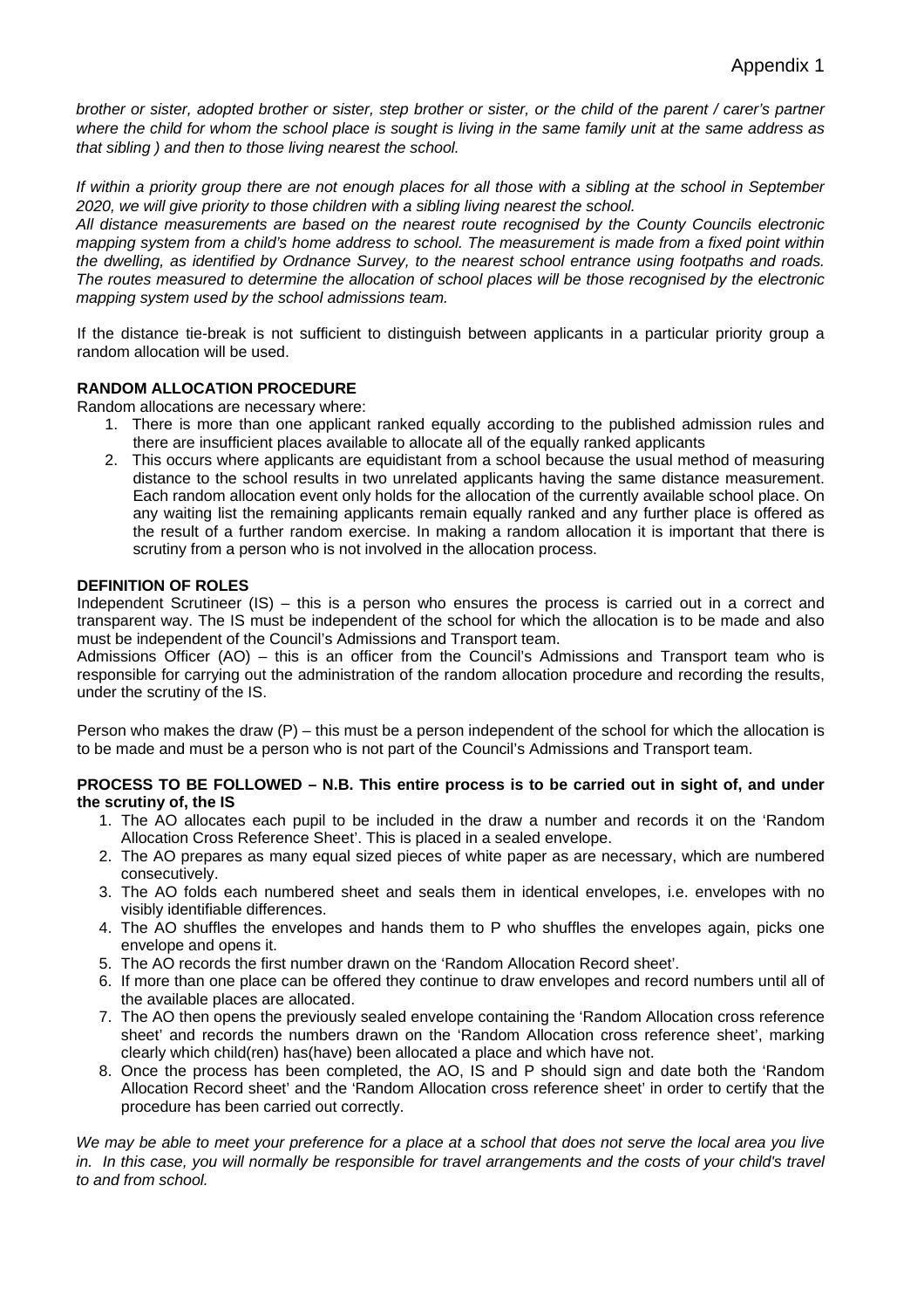*brother or sister, adopted brother or sister, step brother or sister, or the child of the parent / carer's partner where the child for whom the school place is sought is living in the same family unit at the same address as that sibling ) and then to those living nearest the school.*

*If within a priority group there are not enough places for all those with a sibling at the school in September 2020, we will give priority to those children with a sibling living nearest the school.*

*All distance measurements are based on the nearest route recognised by the County Councils electronic mapping system from a child's home address to school. The measurement is made from a fixed point within the dwelling, as identified by Ordnance Survey, to the nearest school entrance using footpaths and roads. The routes measured to determine the allocation of school places will be those recognised by the electronic mapping system used by the school admissions team.*

If the distance tie-break is not sufficient to distinguish between applicants in a particular priority group a random allocation will be used.

**RANDOM ALLOCATION PROCEDURE**

Random allocations are necessary where:

1. There is more than one applicant ranked equally according to the published admission rules and there are insufficient places available to allocate all of the equally ranked applicants
2. This occurs where applicants are equidistant from a school because the usual method of measuring distance to the school results in two unrelated applicants having the same distance measurement. Each random allocation event only holds for the allocation of the currently available school place. On any waiting list the remaining applicants remain equally ranked and any further place is offered as the result of a further random exercise. In making a random allocation it is important that there is scrutiny from a person who is not involved in the allocation process.

**DEFINITION OF ROLES**

Independent Scrutineer (IS) – this is a person who ensures the process is carried out in a correct and transparent way. The IS must be independent of the school for which the allocation is to be made and also must be independent of the Council's Admissions and Transport team.

Admissions Officer (AO) – this is an officer from the Council's Admissions and Transport team who is responsible for carrying out the administration of the random allocation procedure and recording the results, under the scrutiny of the IS.

Person who makes the draw (P) – this must be a person independent of the school for which the allocation is to be made and must be a person who is not part of the Council's Admissions and Transport team.

**PROCESS TO BE FOLLOWED – N.B. This entire process is to be carried out in sight of, and under the scrutiny of, the IS**

1. The AO allocates each pupil to be included in the draw a number and records it on the 'Random Allocation Cross Reference Sheet'. This is placed in a sealed envelope.
2. The AO prepares as many equal sized pieces of white paper as are necessary, which are numbered consecutively.
3. The AO folds each numbered sheet and seals them in identical envelopes, i.e. envelopes with no visibly identifiable differences.
4. The AO shuffles the envelopes and hands them to P who shuffles the envelopes again, picks one envelope and opens it.
5. The AO records the first number drawn on the 'Random Allocation Record sheet'.
6. If more than one place can be offered they continue to draw envelopes and record numbers until all of the available places are allocated.
7. The AO then opens the previously sealed envelope containing the 'Random Allocation cross reference sheet' and records the numbers drawn on the 'Random Allocation cross reference sheet', marking clearly which child(ren) has(have) been allocated a place and which have not.
8. Once the process has been completed, the AO, IS and P should sign and date both the 'Random Allocation Record sheet' and the 'Random Allocation cross reference sheet' in order to certify that the procedure has been carried out correctly.

*We may be able to meet your preference for a place at* a *school that does not serve the local area you live in. In this case, you will normally be responsible for travel arrangements and the costs of your child's travel to and from school.*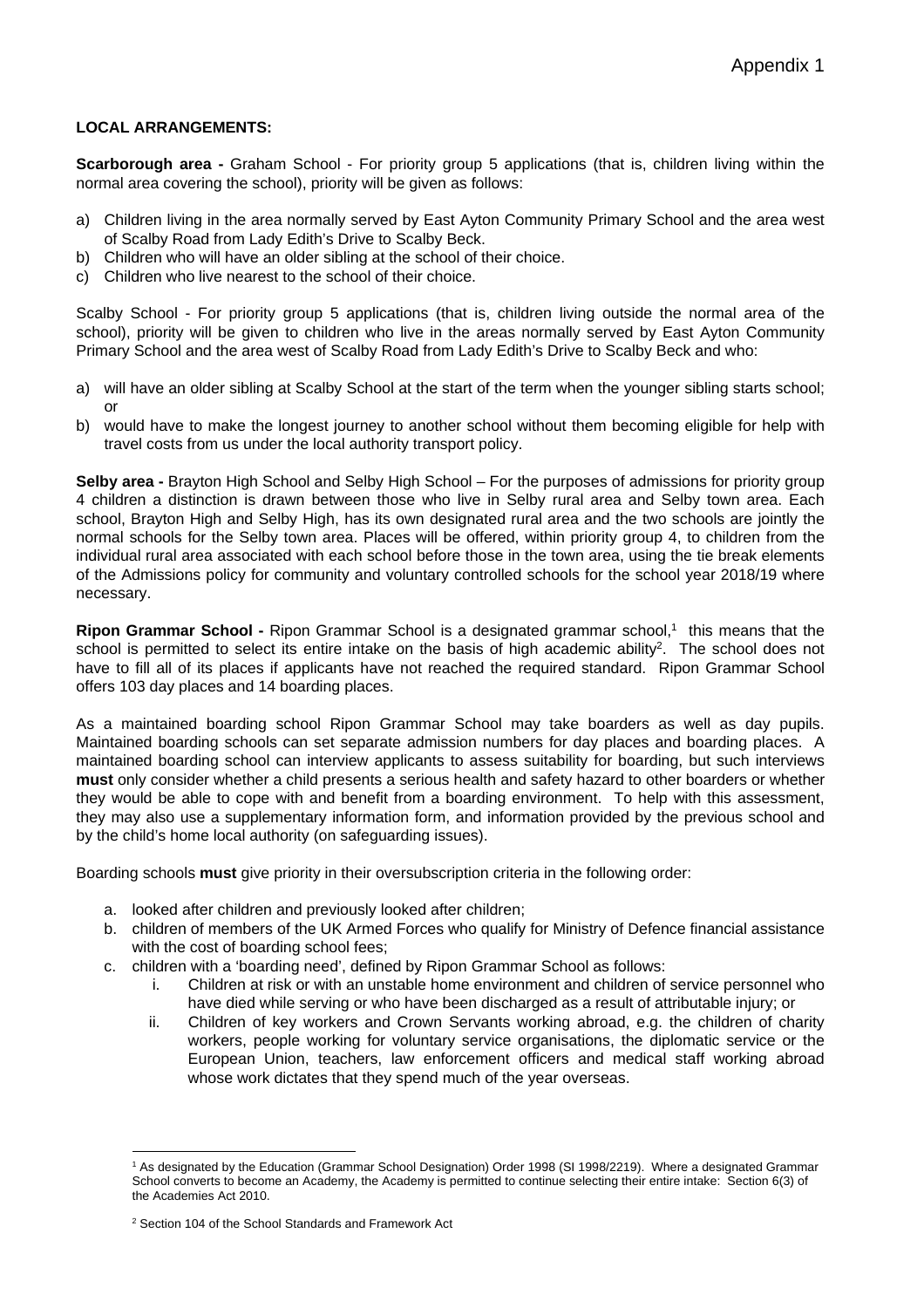Appendix 1

**LOCAL ARRANGEMENTS:**

**Scarborough area -** Graham School - For priority group 5 applications (that is, children living within the normal area covering the school), priority will be given as follows:

a) Children living in the area normally served by East Ayton Community Primary School and the area west of Scalby Road from Lady Edith's Drive to Scalby Beck.
b) Children who will have an older sibling at the school of their choice.
c) Children who live nearest to the school of their choice.

Scalby School - For priority group 5 applications (that is, children living outside the normal area of the school), priority will be given to children who live in the areas normally served by East Ayton Community Primary School and the area west of Scalby Road from Lady Edith's Drive to Scalby Beck and who:

a) will have an older sibling at Scalby School at the start of the term when the younger sibling starts school; or
b) would have to make the longest journey to another school without them becoming eligible for help with travel costs from us under the local authority transport policy.

**Selby area -** Brayton High School and Selby High School – For the purposes of admissions for priority group 4 children a distinction is drawn between those who live in Selby rural area and Selby town area. Each school, Brayton High and Selby High, has its own designated rural area and the two schools are jointly the normal schools for the Selby town area. Places will be offered, within priority group 4, to children from the individual rural area associated with each school before those in the town area, using the tie break elements of the Admissions policy for community and voluntary controlled schools for the school year 2018/19 where necessary.

**Ripon Grammar School -** Ripon Grammar School is a designated grammar school,[1] this means that the school is permitted to select its entire intake on the basis of high academic ability[2]. The school does not have to fill all of its places if applicants have not reached the required standard. Ripon Grammar School offers 103 day places and 14 boarding places.

As a maintained boarding school Ripon Grammar School may take boarders as well as day pupils. Maintained boarding schools can set separate admission numbers for day places and boarding places. A maintained boarding school can interview applicants to assess suitability for boarding, but such interviews **must** only consider whether a child presents a serious health and safety hazard to other boarders or whether they would be able to cope with and benefit from a boarding environment. To help with this assessment, they may also use a supplementary information form, and information provided by the previous school and by the child's home local authority (on safeguarding issues).

Boarding schools **must** give priority in their oversubscription criteria in the following order:

a. looked after children and previously looked after children;
b. children of members of the UK Armed Forces who qualify for Ministry of Defence financial assistance with the cost of boarding school fees;
c. children with a 'boarding need', defined by Ripon Grammar School as follows:
    i. Children at risk or with an unstable home environment and children of service personnel who have died while serving or who have been discharged as a result of attributable injury; or
    ii. Children of key workers and Crown Servants working abroad, e.g. the children of charity workers, people working for voluntary service organisations, the diplomatic service or the European Union, teachers, law enforcement officers and medical staff working abroad whose work dictates that they spend much of the year overseas.

---

[1] As designated by the Education (Grammar School Designation) Order 1998 (SI 1998/2219). Where a designated Grammar School converts to become an Academy, the Academy is permitted to continue selecting their entire intake: Section 6(3) of the Academies Act 2010.

[2] Section 104 of the School Standards and Framework Act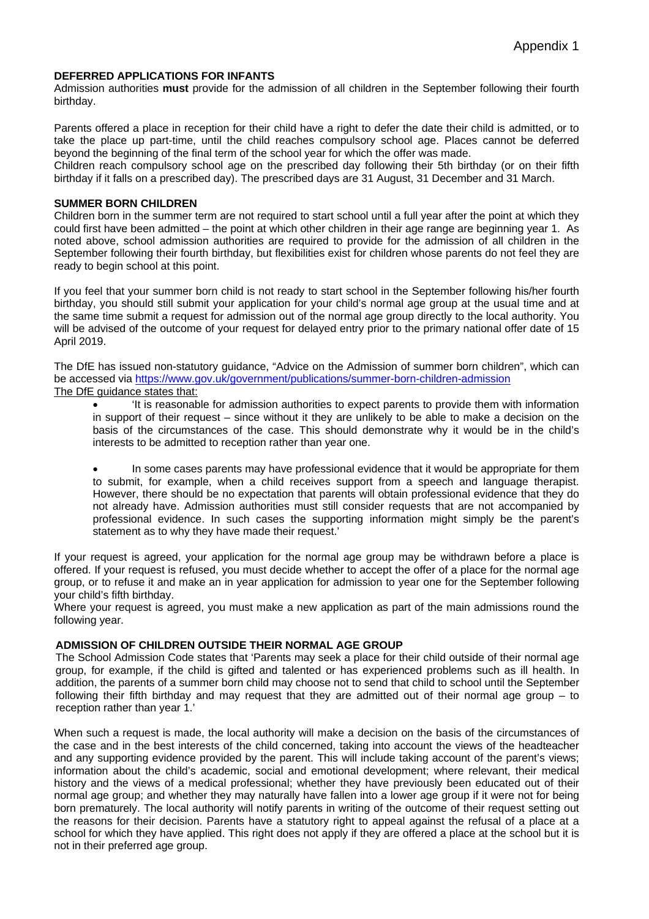Appendix 1

**DEFERRED APPLICATIONS FOR INFANTS**

Admission authorities **must** provide for the admission of all children in the September following their fourth birthday.

Parents offered a place in reception for their child have a right to defer the date their child is admitted, or to take the place up part-time, until the child reaches compulsory school age. Places cannot be deferred beyond the beginning of the final term of the school year for which the offer was made.

Children reach compulsory school age on the prescribed day following their 5th birthday (or on their fifth birthday if it falls on a prescribed day). The prescribed days are 31 August, 31 December and 31 March.

**SUMMER BORN CHILDREN**

Children born in the summer term are not required to start school until a full year after the point at which they could first have been admitted – the point at which other children in their age range are beginning year 1. As noted above, school admission authorities are required to provide for the admission of all children in the September following their fourth birthday, but flexibilities exist for children whose parents do not feel they are ready to begin school at this point.

If you feel that your summer born child is not ready to start school in the September following his/her fourth birthday, you should still submit your application for your child's normal age group at the usual time and at the same time submit a request for admission out of the normal age group directly to the local authority. You will be advised of the outcome of your request for delayed entry prior to the primary national offer date of 15 April 2019.

The DfE has issued non-statutory guidance, "Advice on the Admission of summer born children", which can be accessed via https://www.gov.uk/government/publications/summer-born-children-admission

The DfE guidance states that:

- 'It is reasonable for admission authorities to expect parents to provide them with information in support of their request – since without it they are unlikely to be able to make a decision on the basis of the circumstances of the case. This should demonstrate why it would be in the child's interests to be admitted to reception rather than year one.

- In some cases parents may have professional evidence that it would be appropriate for them to submit, for example, when a child receives support from a speech and language therapist. However, there should be no expectation that parents will obtain professional evidence that they do not already have. Admission authorities must still consider requests that are not accompanied by professional evidence. In such cases the supporting information might simply be the parent's statement as to why they have made their request.'

If your request is agreed, your application for the normal age group may be withdrawn before a place is offered. If your request is refused, you must decide whether to accept the offer of a place for the normal age group, or to refuse it and make an in year application for admission to year one for the September following your child's fifth birthday.

Where your request is agreed, you must make a new application as part of the main admissions round the following year.

**ADMISSION OF CHILDREN OUTSIDE THEIR NORMAL AGE GROUP**

The School Admission Code states that 'Parents may seek a place for their child outside of their normal age group, for example, if the child is gifted and talented or has experienced problems such as ill health. In addition, the parents of a summer born child may choose not to send that child to school until the September following their fifth birthday and may request that they are admitted out of their normal age group – to reception rather than year 1.'

When such a request is made, the local authority will make a decision on the basis of the circumstances of the case and in the best interests of the child concerned, taking into account the views of the headteacher and any supporting evidence provided by the parent. This will include taking account of the parent's views; information about the child's academic, social and emotional development; where relevant, their medical history and the views of a medical professional; whether they have previously been educated out of their normal age group; and whether they may naturally have fallen into a lower age group if it were not for being born prematurely. The local authority will notify parents in writing of the outcome of their request setting out the reasons for their decision. Parents have a statutory right to appeal against the refusal of a place at a school for which they have applied. This right does not apply if they are offered a place at the school but it is not in their preferred age group.